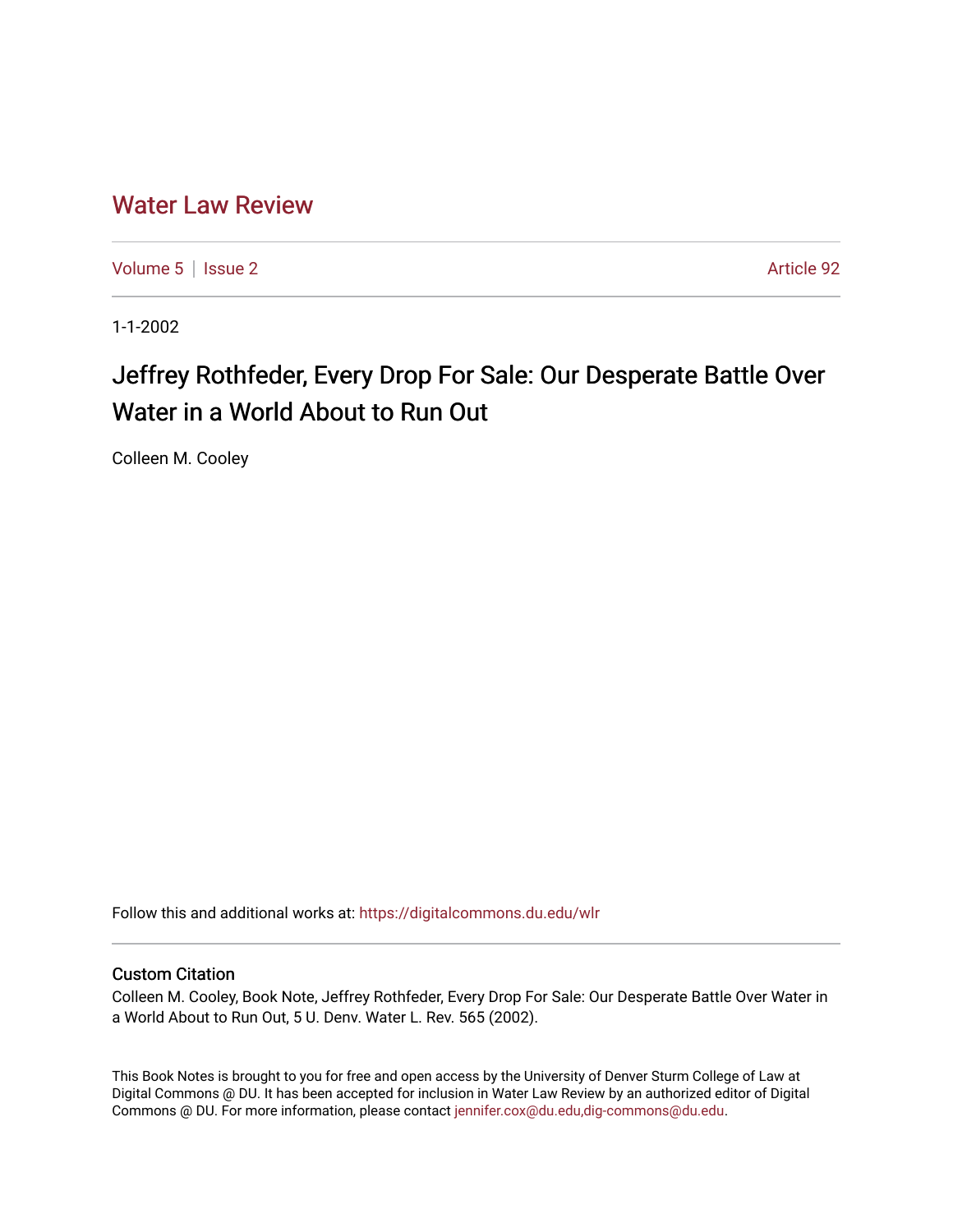# Water Law Review

Volume 5 | Issue 2 Article 92

1-1-2002

## Jeffrey Rothfeder, Every Drop For Sale: Our Desperate Battle Over Water in a World About to Run Out

Colleen M. Cooley

Follow this and additional works at: https://digitalcommons.du.edu/wlr

### Custom Citation

Colleen M. Cooley, Book Note, Jeffrey Rothfeder, Every Drop For Sale: Our Desperate Battle Over Water in a World About to Run Out, 5 U. Denv. Water L. Rev. 565 (2002).

This Book Notes is brought to you for free and open access by the University of Denver Sturm College of Law at Digital Commons @ DU. It has been accepted for inclusion in Water Law Review by an authorized editor of Digital Commons @ DU. For more information, please contact jennifer.cox@du.edu,dig-commons@du.edu.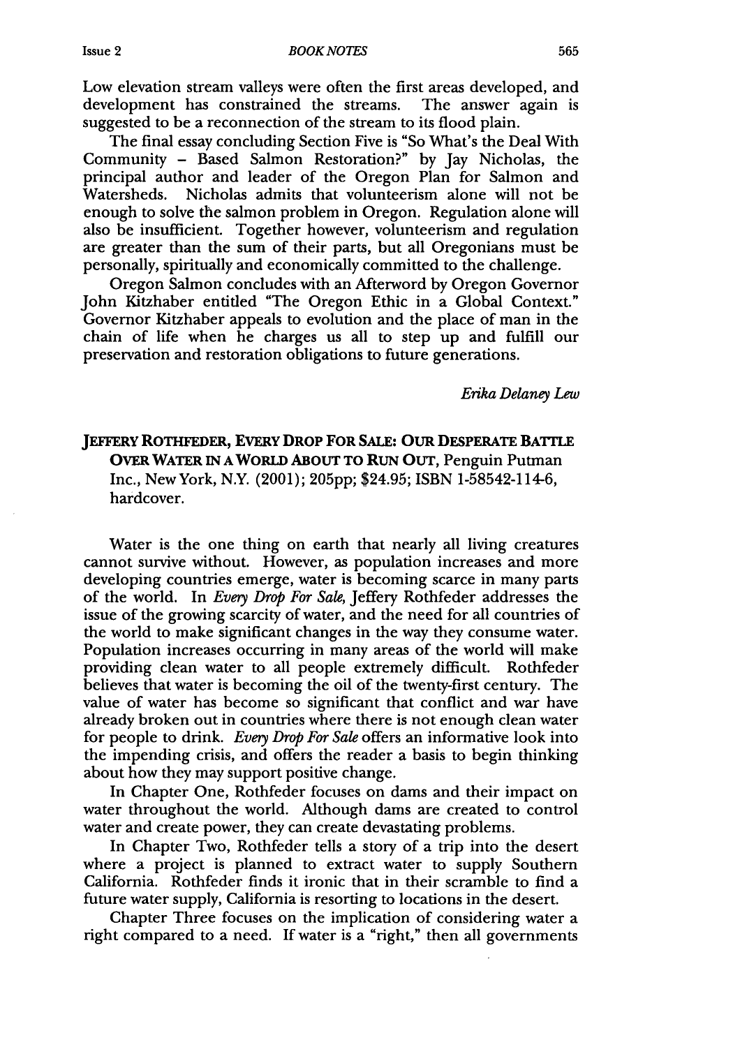Low elevation stream valleys were often the first areas developed, and development has constrained the streams. The answer again is suggested to be a reconnection of the stream to its flood plain.

The final essay concluding Section Five is "So What's the Deal With Community - Based Salmon Restoration?" by Jay Nicholas, the principal author and leader of the Oregon Plan for Salmon and Watersheds. Nicholas admits that volunteerism alone will not be enough to solve the salmon problem in Oregon. Regulation alone will also be insufficient. Together however, volunteerism and regulation are greater than the sum of their parts, but all Oregonians must be personally, spiritually and economically committed to the challenge.

Oregon Salmon concludes with an Afterword by Oregon Governor John Kitzhaber entitled "The Oregon Ethic in a Global Context." Governor Kitzhaber appeals to evolution and the place of man in the chain of life when he charges us all to step up and fulfill our preservation and restoration obligations to future generations.

*Erika Delaney Lew*

**JEFFERY ROTHFEDER, EVERY DROP FOR SALE: OUR DESPERATE BATTLE OVER WATER IN A WORLD ABOUT TO RUN OUT**, Penguin Putman Inc., New York, N.Y. (2001); 205pp; $24.95; ISBN 1-58542-114-6, hardcover.

Water is the one thing on earth that nearly all living creatures cannot survive without. However, as population increases and more developing countries emerge, water is becoming scarce in many parts of the world. In *Every Drop For Sale*, Jeffery Rothfeder addresses the issue of the growing scarcity of water, and the need for all countries of the world to make significant changes in the way they consume water. Population increases occurring in many areas of the world will make providing clean water to all people extremely difficult. Rothfeder believes that water is becoming the oil of the twenty-first century. The value of water has become so significant that conflict and war have already broken out in countries where there is not enough clean water for people to drink. *Every Drop For Sale* offers an informative look into the impending crisis, and offers the reader a basis to begin thinking about how they may support positive change.

In Chapter One, Rothfeder focuses on dams and their impact on water throughout the world. Although dams are created to control water and create power, they can create devastating problems.

In Chapter Two, Rothfeder tells a story of a trip into the desert where a project is planned to extract water to supply Southern California. Rothfeder finds it ironic that in their scramble to find a future water supply, California is resorting to locations in the desert.

Chapter Three focuses on the implication of considering water a right compared to a need. If water is a "right," then all governments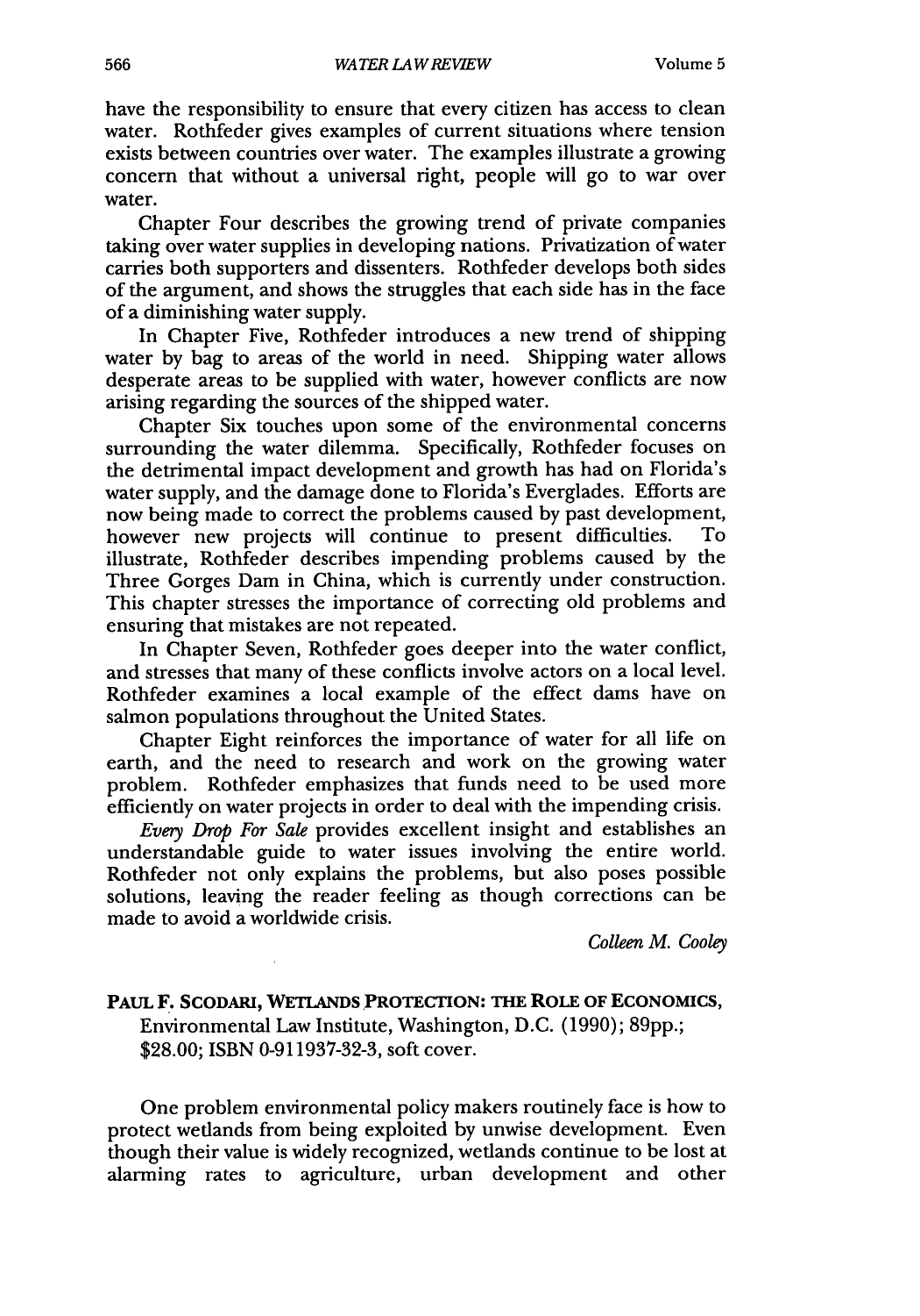have the responsibility to ensure that every citizen has access to clean water. Rothfeder gives examples of current situations where tension exists between countries over water. The examples illustrate a growing concern that without a universal right, people will go to war over water.

Chapter Four describes the growing trend of private companies taking over water supplies in developing nations. Privatization of water carries both supporters and dissenters. Rothfeder develops both sides of the argument, and shows the struggles that each side has in the face of a diminishing water supply.

In Chapter Five, Rothfeder introduces a new trend of shipping water by bag to areas of the world in need. Shipping water allows desperate areas to be supplied with water, however conflicts are now arising regarding the sources of the shipped water.

Chapter Six touches upon some of the environmental concerns surrounding the water dilemma. Specifically, Rothfeder focuses on the detrimental impact development and growth has had on Florida's water supply, and the damage done to Florida's Everglades. Efforts are now being made to correct the problems caused by past development, however new projects will continue to present difficulties. To illustrate, Rothfeder describes impending problems caused by the Three Gorges Dam in China, which is currently under construction. This chapter stresses the importance of correcting old problems and ensuring that mistakes are not repeated.

In Chapter Seven, Rothfeder goes deeper into the water conflict, and stresses that many of these conflicts involve actors on a local level. Rothfeder examines a local example of the effect dams have on salmon populations throughout the United States.

Chapter Eight reinforces the importance of water for all life on earth, and the need to research and work on the growing water problem. Rothfeder emphasizes that funds need to be used more efficiently on water projects in order to deal with the impending crisis.

*Every Drop For Sale* provides excellent insight and establishes an understandable guide to water issues involving the entire world. Rothfeder not only explains the problems, but also poses possible solutions, leaving the reader feeling as though corrections can be made to avoid a worldwide crisis.

*Colleen M. Cooley*

**PAUL F. SCODARI, WETLANDS PROTECTION: THE ROLE OF ECONOMICS,** Environmental Law Institute, Washington, D.C. (1990); 89pp.; $28.00; ISBN 0-911937-32-3, soft cover.

One problem environmental policy makers routinely face is how to protect wetlands from being exploited by unwise development. Even though their value is widely recognized, wetlands continue to be lost at alarming rates to agriculture, urban development and other